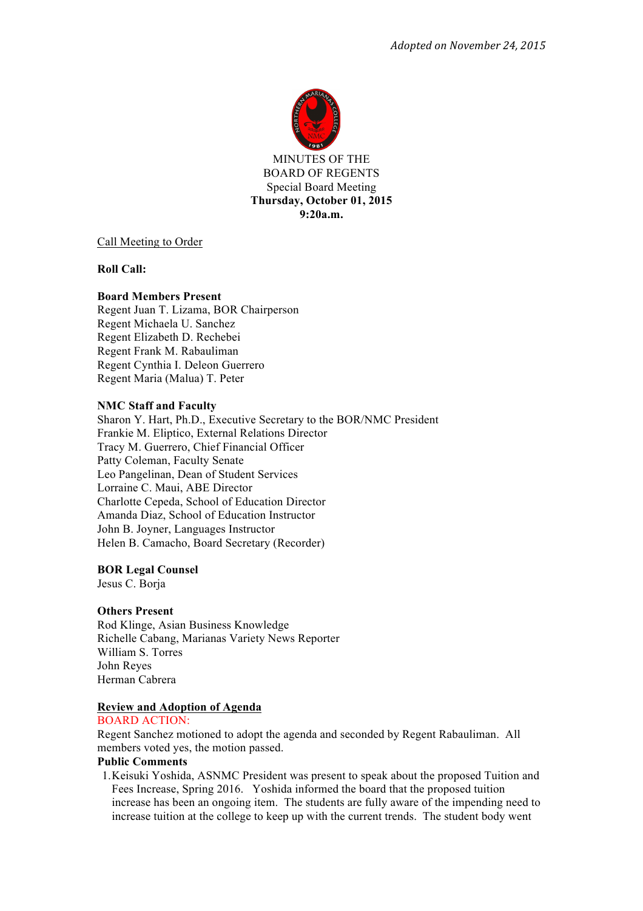*Adopted on November 24, 2015*

MINUTES OF THE
BOARD OF REGENTS
Special Board Meeting
**Thursday, October 01, 2015**
**9:20a.m.**

Call Meeting to Order

**Roll Call:**

**Board Members Present**
Regent Juan T. Lizama, BOR Chairperson
Regent Michaela U. Sanchez
Regent Elizabeth D. Rechebei
Regent Frank M. Rabauliman
Regent Cynthia I. Deleon Guerrero
Regent Maria (Malua) T. Peter

**NMC Staff and Faculty**
Sharon Y. Hart, Ph.D., Executive Secretary to the BOR/NMC President
Frankie M. Eliptico, External Relations Director
Tracy M. Guerrero, Chief Financial Officer
Patty Coleman, Faculty Senate
Leo Pangelinan, Dean of Student Services
Lorraine C. Maui, ABE Director
Charlotte Cepeda, School of Education Director
Amanda Diaz, School of Education Instructor
John B. Joyner, Languages Instructor
Helen B. Camacho, Board Secretary (Recorder)

**BOR Legal Counsel**
Jesus C. Borja

**Others Present**
Rod Klinge, Asian Business Knowledge
Richelle Cabang, Marianas Variety News Reporter
William S. Torres
John Reyes
Herman Cabrera

**Review and Adoption of Agenda**

BOARD ACTION:
Regent Sanchez motioned to adopt the agenda and seconded by Regent Rabauliman. All members voted yes, the motion passed.

**Public Comments**

1. Keisuki Yoshida, ASNMC President was present to speak about the proposed Tuition and Fees Increase, Spring 2016. Yoshida informed the board that the proposed tuition increase has been an ongoing item. The students are fully aware of the impending need to increase tuition at the college to keep up with the current trends. The student body went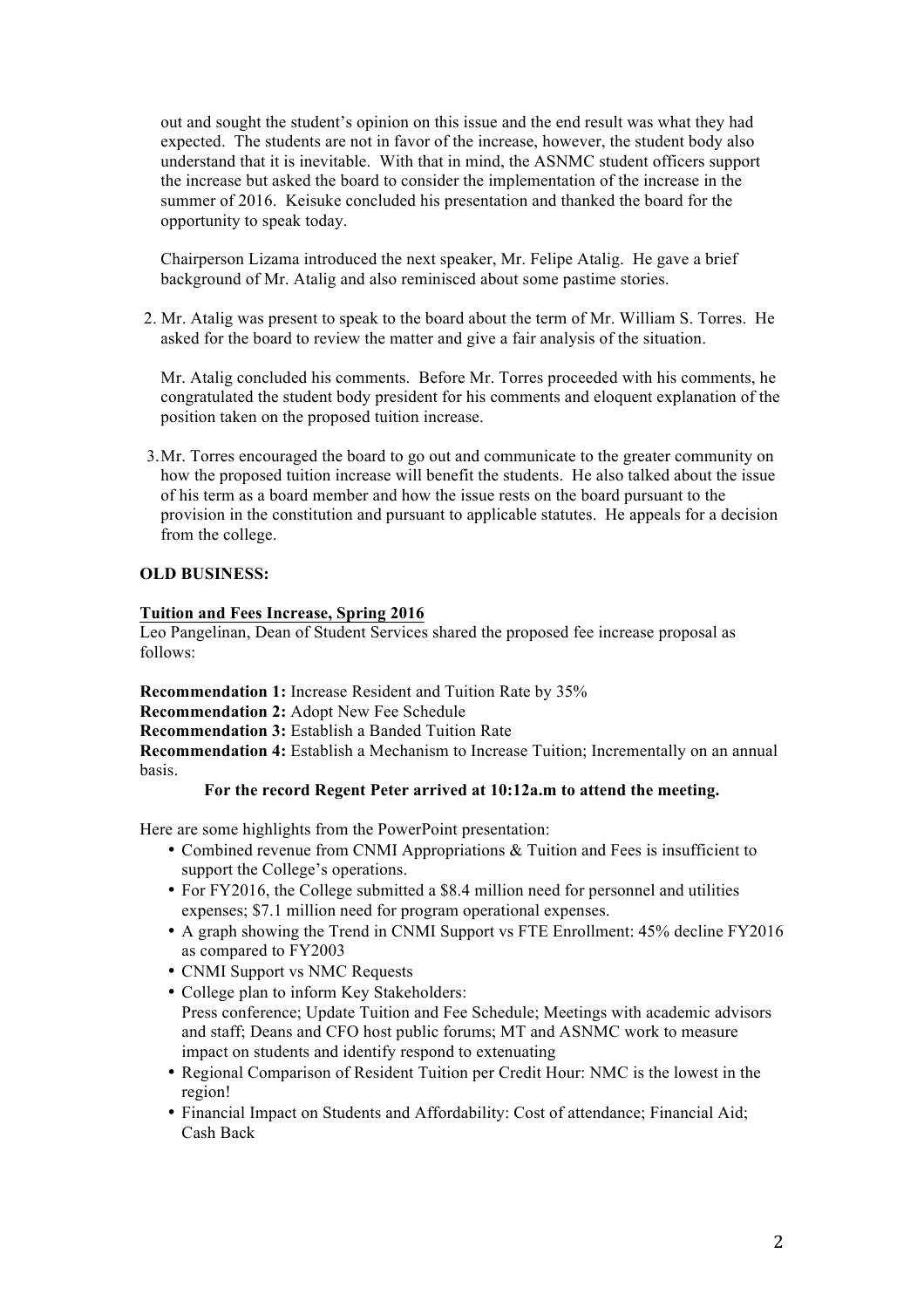out and sought the student's opinion on this issue and the end result was what they had expected. The students are not in favor of the increase, however, the student body also understand that it is inevitable. With that in mind, the ASNMC student officers support the increase but asked the board to consider the implementation of the increase in the summer of 2016. Keisuke concluded his presentation and thanked the board for the opportunity to speak today.

Chairperson Lizama introduced the next speaker, Mr. Felipe Atalig. He gave a brief background of Mr. Atalig and also reminisced about some pastime stories.

2. Mr. Atalig was present to speak to the board about the term of Mr. William S. Torres. He asked for the board to review the matter and give a fair analysis of the situation.

   Mr. Atalig concluded his comments. Before Mr. Torres proceeded with his comments, he congratulated the student body president for his comments and eloquent explanation of the position taken on the proposed tuition increase.

3. Mr. Torres encouraged the board to go out and communicate to the greater community on how the proposed tuition increase will benefit the students. He also talked about the issue of his term as a board member and how the issue rests on the board pursuant to the provision in the constitution and pursuant to applicable statutes. He appeals for a decision from the college.

**OLD BUSINESS:**

**Tuition and Fees Increase, Spring 2016**

Leo Pangelinan, Dean of Student Services shared the proposed fee increase proposal as follows:

**Recommendation 1:** Increase Resident and Tuition Rate by 35%
**Recommendation 2:** Adopt New Fee Schedule
**Recommendation 3:** Establish a Banded Tuition Rate
**Recommendation 4:** Establish a Mechanism to Increase Tuition; Incrementally on an annual basis.

**For the record Regent Peter arrived at 10:12a.m to attend the meeting.**

Here are some highlights from the PowerPoint presentation:

- Combined revenue from CNMI Appropriations & Tuition and Fees is insufficient to support the College's operations.
- For FY2016, the College submitted a $8.4 million need for personnel and utilities expenses; $7.1 million need for program operational expenses.
- A graph showing the Trend in CNMI Support vs FTE Enrollment: 45% decline FY2016 as compared to FY2003
- CNMI Support vs NMC Requests
- College plan to inform Key Stakeholders:
  Press conference; Update Tuition and Fee Schedule; Meetings with academic advisors and staff; Deans and CFO host public forums; MT and ASNMC work to measure impact on students and identify respond to extenuating
- Regional Comparison of Resident Tuition per Credit Hour: NMC is the lowest in the region!
- Financial Impact on Students and Affordability: Cost of attendance; Financial Aid; Cash Back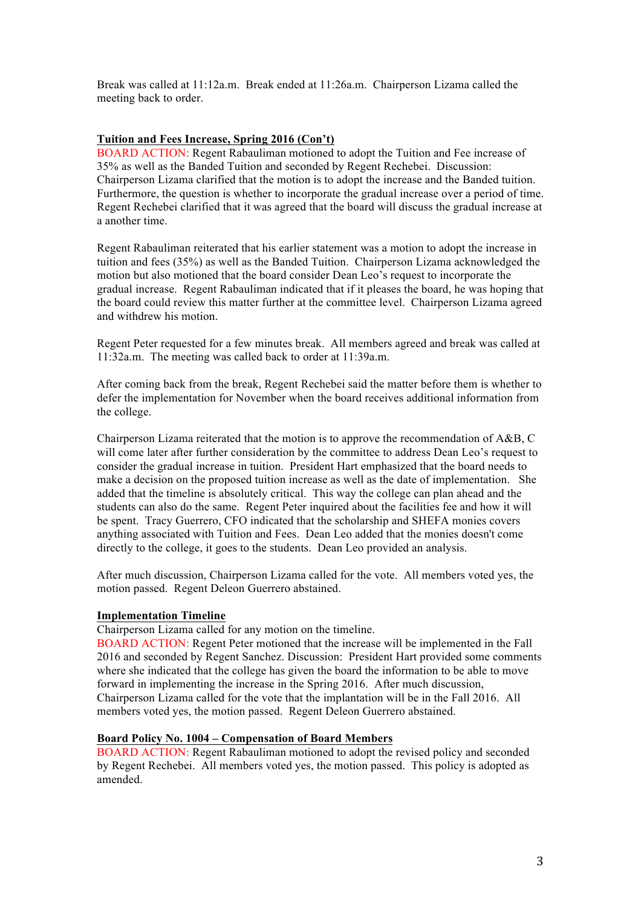Break was called at 11:12a.m. Break ended at 11:26a.m. Chairperson Lizama called the meeting back to order.

**Tuition and Fees Increase, Spring 2016 (Con't)**

BOARD ACTION: Regent Rabauliman motioned to adopt the Tuition and Fee increase of 35% as well as the Banded Tuition and seconded by Regent Rechebei. Discussion: Chairperson Lizama clarified that the motion is to adopt the increase and the Banded tuition. Furthermore, the question is whether to incorporate the gradual increase over a period of time. Regent Rechebei clarified that it was agreed that the board will discuss the gradual increase at a another time.

Regent Rabauliman reiterated that his earlier statement was a motion to adopt the increase in tuition and fees (35%) as well as the Banded Tuition. Chairperson Lizama acknowledged the motion but also motioned that the board consider Dean Leo's request to incorporate the gradual increase. Regent Rabauliman indicated that if it pleases the board, he was hoping that the board could review this matter further at the committee level. Chairperson Lizama agreed and withdrew his motion.

Regent Peter requested for a few minutes break. All members agreed and break was called at 11:32a.m. The meeting was called back to order at 11:39a.m.

After coming back from the break, Regent Rechebei said the matter before them is whether to defer the implementation for November when the board receives additional information from the college.

Chairperson Lizama reiterated that the motion is to approve the recommendation of A&B, C will come later after further consideration by the committee to address Dean Leo's request to consider the gradual increase in tuition. President Hart emphasized that the board needs to make a decision on the proposed tuition increase as well as the date of implementation. She added that the timeline is absolutely critical. This way the college can plan ahead and the students can also do the same. Regent Peter inquired about the facilities fee and how it will be spent. Tracy Guerrero, CFO indicated that the scholarship and SHEFA monies covers anything associated with Tuition and Fees. Dean Leo added that the monies doesn't come directly to the college, it goes to the students. Dean Leo provided an analysis.

After much discussion, Chairperson Lizama called for the vote. All members voted yes, the motion passed. Regent Deleon Guerrero abstained.

**Implementation Timeline**

Chairperson Lizama called for any motion on the timeline.

BOARD ACTION: Regent Peter motioned that the increase will be implemented in the Fall 2016 and seconded by Regent Sanchez. Discussion: President Hart provided some comments where she indicated that the college has given the board the information to be able to move forward in implementing the increase in the Spring 2016. After much discussion, Chairperson Lizama called for the vote that the implantation will be in the Fall 2016. All members voted yes, the motion passed. Regent Deleon Guerrero abstained.

**Board Policy No. 1004 – Compensation of Board Members**

BOARD ACTION: Regent Rabauliman motioned to adopt the revised policy and seconded by Regent Rechebei. All members voted yes, the motion passed. This policy is adopted as amended.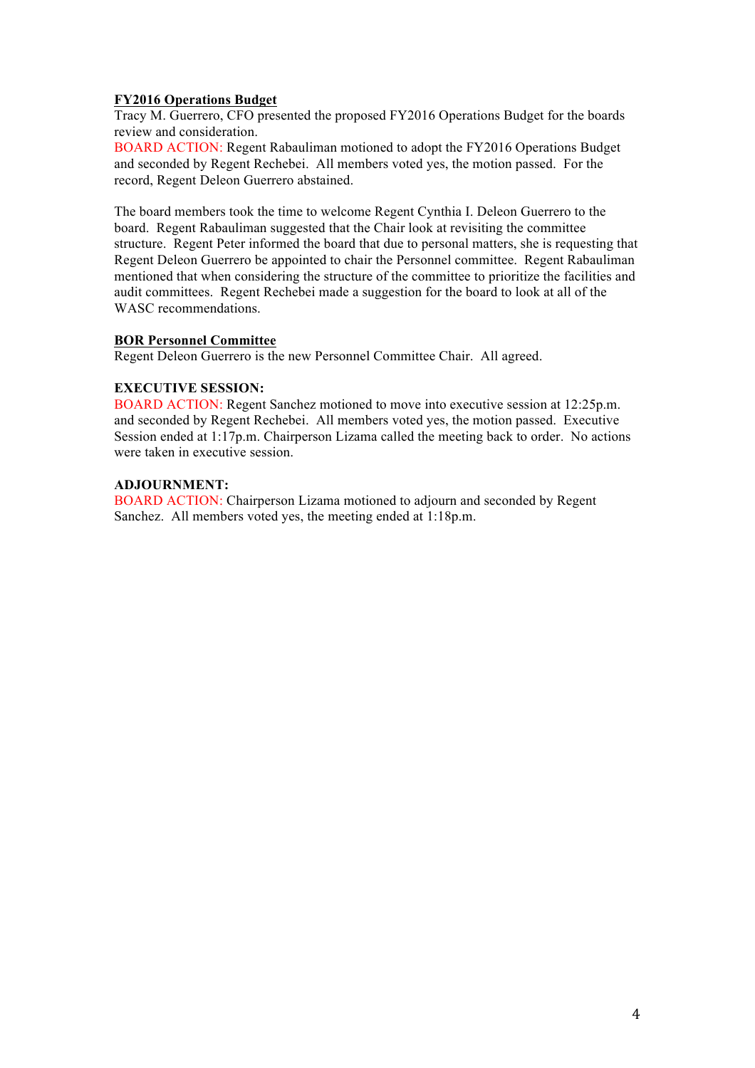**FY2016 Operations Budget**

Tracy M. Guerrero, CFO presented the proposed FY2016 Operations Budget for the boards review and consideration.

BOARD ACTION: Regent Rabauliman motioned to adopt the FY2016 Operations Budget and seconded by Regent Rechebei. All members voted yes, the motion passed. For the record, Regent Deleon Guerrero abstained.

The board members took the time to welcome Regent Cynthia I. Deleon Guerrero to the board. Regent Rabauliman suggested that the Chair look at revisiting the committee structure. Regent Peter informed the board that due to personal matters, she is requesting that Regent Deleon Guerrero be appointed to chair the Personnel committee. Regent Rabauliman mentioned that when considering the structure of the committee to prioritize the facilities and audit committees. Regent Rechebei made a suggestion for the board to look at all of the WASC recommendations.

**BOR Personnel Committee**

Regent Deleon Guerrero is the new Personnel Committee Chair. All agreed.

**EXECUTIVE SESSION:**

BOARD ACTION: Regent Sanchez motioned to move into executive session at 12:25p.m. and seconded by Regent Rechebei. All members voted yes, the motion passed. Executive Session ended at 1:17p.m. Chairperson Lizama called the meeting back to order. No actions were taken in executive session.

**ADJOURNMENT:**

BOARD ACTION: Chairperson Lizama motioned to adjourn and seconded by Regent Sanchez. All members voted yes, the meeting ended at 1:18p.m.